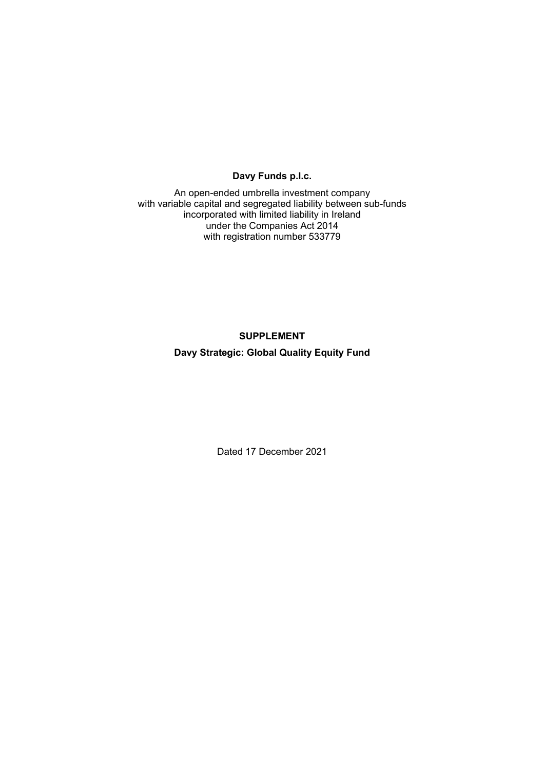**Davy Funds p.l.c.**

An open-ended umbrella investment company
with variable capital and segregated liability between sub-funds
incorporated with limited liability in Ireland
under the Companies Act 2014
with registration number 533779

**SUPPLEMENT**

**Davy Strategic: Global Quality Equity Fund**

Dated 17 December 2021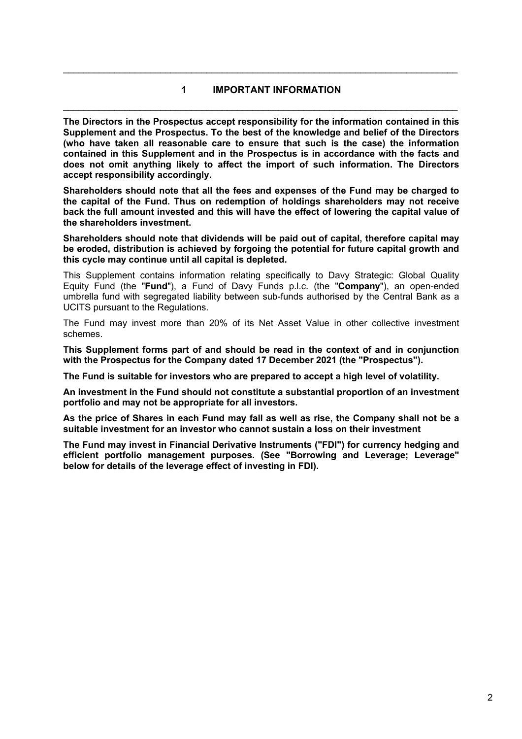## 1 IMPORTANT INFORMATION

**The Directors in the Prospectus accept responsibility for the information contained in this Supplement and the Prospectus. To the best of the knowledge and belief of the Directors (who have taken all reasonable care to ensure that such is the case) the information contained in this Supplement and in the Prospectus is in accordance with the facts and does not omit anything likely to affect the import of such information. The Directors accept responsibility accordingly.**

**Shareholders should note that all the fees and expenses of the Fund may be charged to the capital of the Fund. Thus on redemption of holdings shareholders may not receive back the full amount invested and this will have the effect of lowering the capital value of the shareholders investment.**

**Shareholders should note that dividends will be paid out of capital, therefore capital may be eroded, distribution is achieved by forgoing the potential for future capital growth and this cycle may continue until all capital is depleted.**

This Supplement contains information relating specifically to Davy Strategic: Global Quality Equity Fund (the "**Fund**"), a Fund of Davy Funds p.l.c. (the "**Company**"), an open-ended umbrella fund with segregated liability between sub-funds authorised by the Central Bank as a UCITS pursuant to the Regulations.

The Fund may invest more than 20% of its Net Asset Value in other collective investment schemes.

**This Supplement forms part of and should be read in the context of and in conjunction with the Prospectus for the Company dated 17 December 2021 (the "Prospectus").**

**The Fund is suitable for investors who are prepared to accept a high level of volatility.**

**An investment in the Fund should not constitute a substantial proportion of an investment portfolio and may not be appropriate for all investors.**

**As the price of Shares in each Fund may fall as well as rise, the Company shall not be a suitable investment for an investor who cannot sustain a loss on their investment**

**The Fund may invest in Financial Derivative Instruments ("FDI") for currency hedging and efficient portfolio management purposes. (See "Borrowing and Leverage; Leverage" below for details of the leverage effect of investing in FDI).**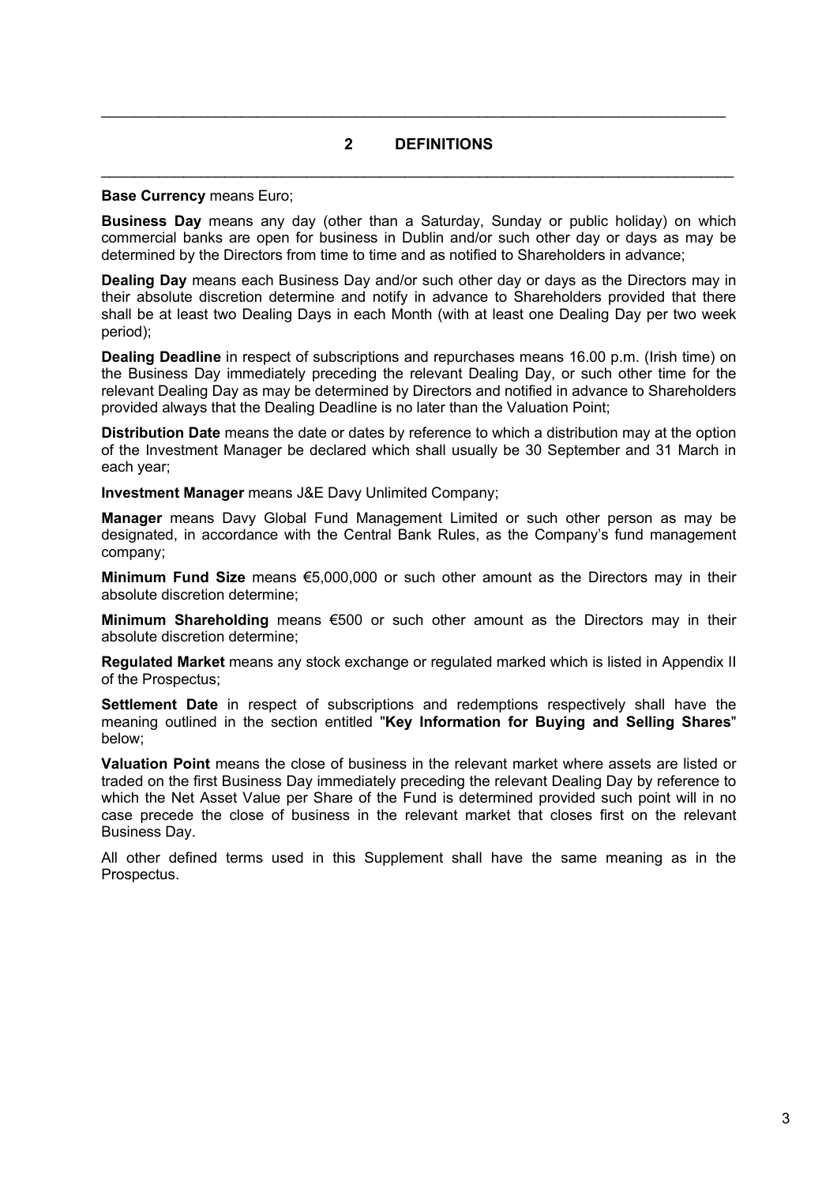## 2 DEFINITIONS

**Base Currency** means Euro;

**Business Day** means any day (other than a Saturday, Sunday or public holiday) on which commercial banks are open for business in Dublin and/or such other day or days as may be determined by the Directors from time to time and as notified to Shareholders in advance;

**Dealing Day** means each Business Day and/or such other day or days as the Directors may in their absolute discretion determine and notify in advance to Shareholders provided that there shall be at least two Dealing Days in each Month (with at least one Dealing Day per two week period);

**Dealing Deadline** in respect of subscriptions and repurchases means 16.00 p.m. (Irish time) on the Business Day immediately preceding the relevant Dealing Day, or such other time for the relevant Dealing Day as may be determined by Directors and notified in advance to Shareholders provided always that the Dealing Deadline is no later than the Valuation Point;

**Distribution Date** means the date or dates by reference to which a distribution may at the option of the Investment Manager be declared which shall usually be 30 September and 31 March in each year;

**Investment Manager** means J&E Davy Unlimited Company;

**Manager** means Davy Global Fund Management Limited or such other person as may be designated, in accordance with the Central Bank Rules, as the Company's fund management company;

**Minimum Fund Size** means €5,000,000 or such other amount as the Directors may in their absolute discretion determine;

**Minimum Shareholding** means €500 or such other amount as the Directors may in their absolute discretion determine;

**Regulated Market** means any stock exchange or regulated marked which is listed in Appendix II of the Prospectus;

**Settlement Date** in respect of subscriptions and redemptions respectively shall have the meaning outlined in the section entitled "**Key Information for Buying and Selling Shares**" below;

**Valuation Point** means the close of business in the relevant market where assets are listed or traded on the first Business Day immediately preceding the relevant Dealing Day by reference to which the Net Asset Value per Share of the Fund is determined provided such point will in no case precede the close of business in the relevant market that closes first on the relevant Business Day.

All other defined terms used in this Supplement shall have the same meaning as in the Prospectus.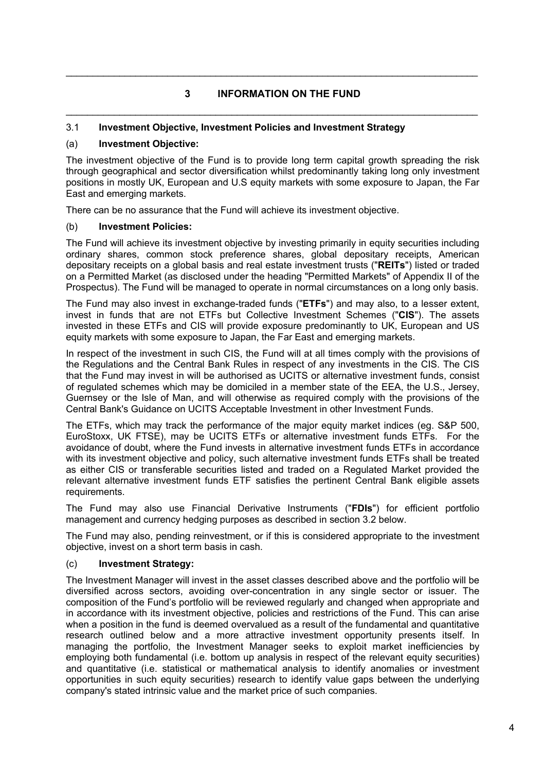# 3 INFORMATION ON THE FUND

## 3.1 Investment Objective, Investment Policies and Investment Strategy

### (a) Investment Objective:

The investment objective of the Fund is to provide long term capital growth spreading the risk through geographical and sector diversification whilst predominantly taking long only investment positions in mostly UK, European and U.S equity markets with some exposure to Japan, the Far East and emerging markets.

There can be no assurance that the Fund will achieve its investment objective.

### (b) Investment Policies:

The Fund will achieve its investment objective by investing primarily in equity securities including ordinary shares, common stock preference shares, global depositary receipts, American depositary receipts on a global basis and real estate investment trusts ("**REITs**") listed or traded on a Permitted Market (as disclosed under the heading "Permitted Markets" of Appendix II of the Prospectus). The Fund will be managed to operate in normal circumstances on a long only basis.

The Fund may also invest in exchange-traded funds ("**ETFs**") and may also, to a lesser extent, invest in funds that are not ETFs but Collective Investment Schemes ("**CIS**"). The assets invested in these ETFs and CIS will provide exposure predominantly to UK, European and US equity markets with some exposure to Japan, the Far East and emerging markets.

In respect of the investment in such CIS, the Fund will at all times comply with the provisions of the Regulations and the Central Bank Rules in respect of any investments in the CIS. The CIS that the Fund may invest in will be authorised as UCITS or alternative investment funds, consist of regulated schemes which may be domiciled in a member state of the EEA, the U.S., Jersey, Guernsey or the Isle of Man, and will otherwise as required comply with the provisions of the Central Bank's Guidance on UCITS Acceptable Investment in other Investment Funds.

The ETFs, which may track the performance of the major equity market indices (eg. S&P 500, EuroStoxx, UK FTSE), may be UCITS ETFs or alternative investment funds ETFs. For the avoidance of doubt, where the Fund invests in alternative investment funds ETFs in accordance with its investment objective and policy, such alternative investment funds ETFs shall be treated as either CIS or transferable securities listed and traded on a Regulated Market provided the relevant alternative investment funds ETF satisfies the pertinent Central Bank eligible assets requirements.

The Fund may also use Financial Derivative Instruments ("**FDIs**") for efficient portfolio management and currency hedging purposes as described in section 3.2 below.

The Fund may also, pending reinvestment, or if this is considered appropriate to the investment objective, invest on a short term basis in cash.

### (c) Investment Strategy:

The Investment Manager will invest in the asset classes described above and the portfolio will be diversified across sectors, avoiding over-concentration in any single sector or issuer. The composition of the Fund's portfolio will be reviewed regularly and changed when appropriate and in accordance with its investment objective, policies and restrictions of the Fund. This can arise when a position in the fund is deemed overvalued as a result of the fundamental and quantitative research outlined below and a more attractive investment opportunity presents itself. In managing the portfolio, the Investment Manager seeks to exploit market inefficiencies by employing both fundamental (i.e. bottom up analysis in respect of the relevant equity securities) and quantitative (i.e. statistical or mathematical analysis to identify anomalies or investment opportunities in such equity securities) research to identify value gaps between the underlying company's stated intrinsic value and the market price of such companies.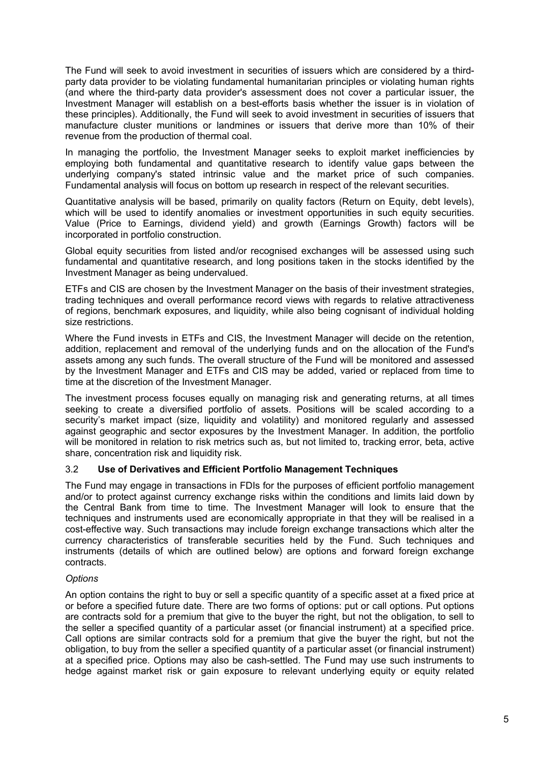The Fund will seek to avoid investment in securities of issuers which are considered by a third-party data provider to be violating fundamental humanitarian principles or violating human rights (and where the third-party data provider's assessment does not cover a particular issuer, the Investment Manager will establish on a best-efforts basis whether the issuer is in violation of these principles). Additionally, the Fund will seek to avoid investment in securities of issuers that manufacture cluster munitions or landmines or issuers that derive more than 10% of their revenue from the production of thermal coal.

In managing the portfolio, the Investment Manager seeks to exploit market inefficiencies by employing both fundamental and quantitative research to identify value gaps between the underlying company's stated intrinsic value and the market price of such companies. Fundamental analysis will focus on bottom up research in respect of the relevant securities.

Quantitative analysis will be based, primarily on quality factors (Return on Equity, debt levels), which will be used to identify anomalies or investment opportunities in such equity securities. Value (Price to Earnings, dividend yield) and growth (Earnings Growth) factors will be incorporated in portfolio construction.

Global equity securities from listed and/or recognised exchanges will be assessed using such fundamental and quantitative research, and long positions taken in the stocks identified by the Investment Manager as being undervalued.

ETFs and CIS are chosen by the Investment Manager on the basis of their investment strategies, trading techniques and overall performance record views with regards to relative attractiveness of regions, benchmark exposures, and liquidity, while also being cognisant of individual holding size restrictions.

Where the Fund invests in ETFs and CIS, the Investment Manager will decide on the retention, addition, replacement and removal of the underlying funds and on the allocation of the Fund's assets among any such funds. The overall structure of the Fund will be monitored and assessed by the Investment Manager and ETFs and CIS may be added, varied or replaced from time to time at the discretion of the Investment Manager.

The investment process focuses equally on managing risk and generating returns, at all times seeking to create a diversified portfolio of assets. Positions will be scaled according to a security's market impact (size, liquidity and volatility) and monitored regularly and assessed against geographic and sector exposures by the Investment Manager. In addition, the portfolio will be monitored in relation to risk metrics such as, but not limited to, tracking error, beta, active share, concentration risk and liquidity risk.

### 3.2 **Use of Derivatives and Efficient Portfolio Management Techniques**

The Fund may engage in transactions in FDIs for the purposes of efficient portfolio management and/or to protect against currency exchange risks within the conditions and limits laid down by the Central Bank from time to time. The Investment Manager will look to ensure that the techniques and instruments used are economically appropriate in that they will be realised in a cost-effective way. Such transactions may include foreign exchange transactions which alter the currency characteristics of transferable securities held by the Fund. Such techniques and instruments (details of which are outlined below) are options and forward foreign exchange contracts.

*Options*

An option contains the right to buy or sell a specific quantity of a specific asset at a fixed price at or before a specified future date. There are two forms of options: put or call options. Put options are contracts sold for a premium that give to the buyer the right, but not the obligation, to sell to the seller a specified quantity of a particular asset (or financial instrument) at a specified price. Call options are similar contracts sold for a premium that give the buyer the right, but not the obligation, to buy from the seller a specified quantity of a particular asset (or financial instrument) at a specified price. Options may also be cash-settled. The Fund may use such instruments to hedge against market risk or gain exposure to relevant underlying equity or equity related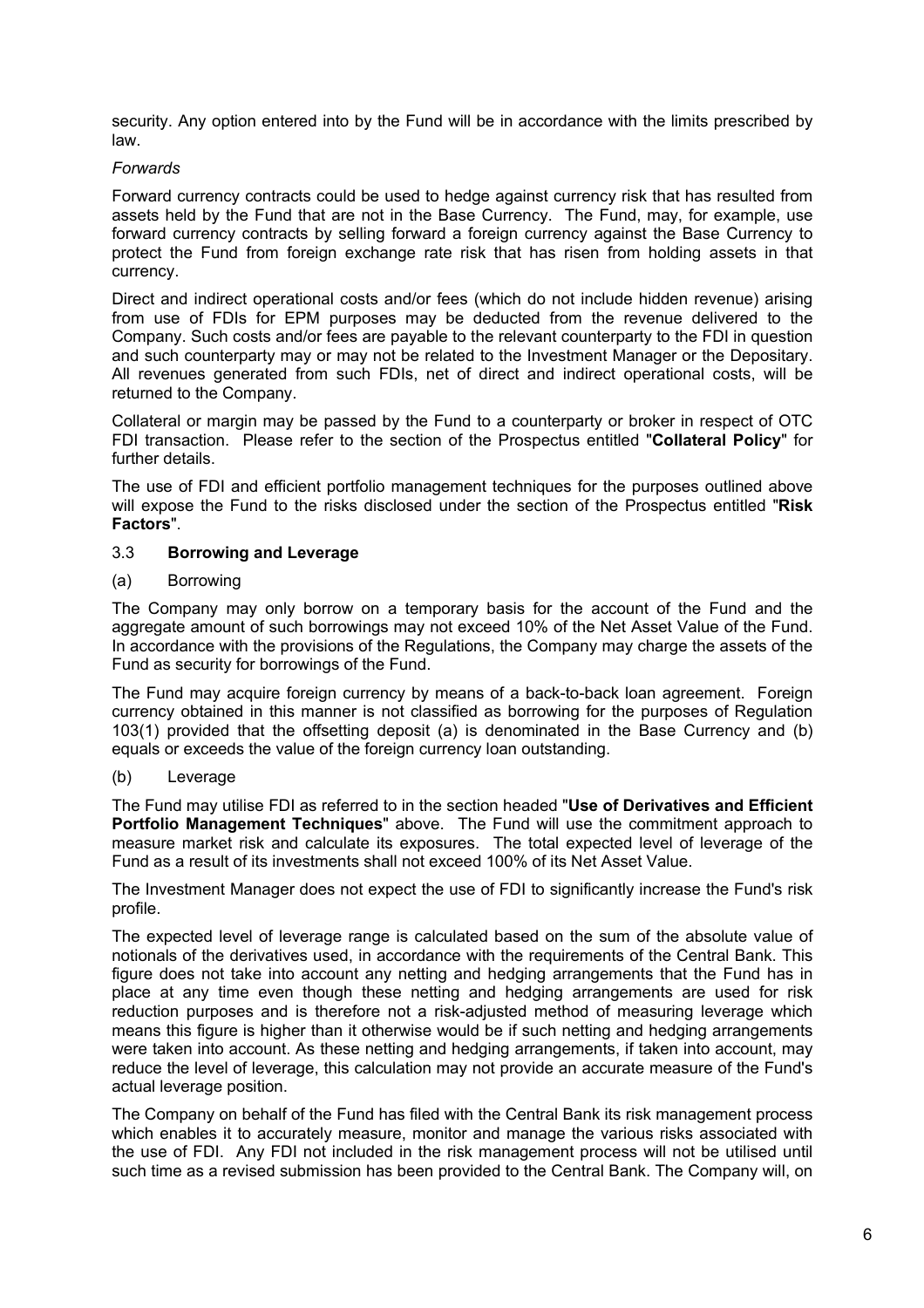security. Any option entered into by the Fund will be in accordance with the limits prescribed by law.

*Forwards*

Forward currency contracts could be used to hedge against currency risk that has resulted from assets held by the Fund that are not in the Base Currency. The Fund, may, for example, use forward currency contracts by selling forward a foreign currency against the Base Currency to protect the Fund from foreign exchange rate risk that has risen from holding assets in that currency.

Direct and indirect operational costs and/or fees (which do not include hidden revenue) arising from use of FDIs for EPM purposes may be deducted from the revenue delivered to the Company. Such costs and/or fees are payable to the relevant counterparty to the FDI in question and such counterparty may or may not be related to the Investment Manager or the Depositary. All revenues generated from such FDIs, net of direct and indirect operational costs, will be returned to the Company.

Collateral or margin may be passed by the Fund to a counterparty or broker in respect of OTC FDI transaction. Please refer to the section of the Prospectus entitled "**Collateral Policy**" for further details.

The use of FDI and efficient portfolio management techniques for the purposes outlined above will expose the Fund to the risks disclosed under the section of the Prospectus entitled "**Risk Factors**".

### 3.3 Borrowing and Leverage

(a) Borrowing

The Company may only borrow on a temporary basis for the account of the Fund and the aggregate amount of such borrowings may not exceed 10% of the Net Asset Value of the Fund. In accordance with the provisions of the Regulations, the Company may charge the assets of the Fund as security for borrowings of the Fund.

The Fund may acquire foreign currency by means of a back-to-back loan agreement. Foreign currency obtained in this manner is not classified as borrowing for the purposes of Regulation 103(1) provided that the offsetting deposit (a) is denominated in the Base Currency and (b) equals or exceeds the value of the foreign currency loan outstanding.

(b) Leverage

The Fund may utilise FDI as referred to in the section headed "**Use of Derivatives and Efficient Portfolio Management Techniques**" above. The Fund will use the commitment approach to measure market risk and calculate its exposures. The total expected level of leverage of the Fund as a result of its investments shall not exceed 100% of its Net Asset Value.

The Investment Manager does not expect the use of FDI to significantly increase the Fund's risk profile.

The expected level of leverage range is calculated based on the sum of the absolute value of notionals of the derivatives used, in accordance with the requirements of the Central Bank. This figure does not take into account any netting and hedging arrangements that the Fund has in place at any time even though these netting and hedging arrangements are used for risk reduction purposes and is therefore not a risk-adjusted method of measuring leverage which means this figure is higher than it otherwise would be if such netting and hedging arrangements were taken into account. As these netting and hedging arrangements, if taken into account, may reduce the level of leverage, this calculation may not provide an accurate measure of the Fund's actual leverage position.

The Company on behalf of the Fund has filed with the Central Bank its risk management process which enables it to accurately measure, monitor and manage the various risks associated with the use of FDI. Any FDI not included in the risk management process will not be utilised until such time as a revised submission has been provided to the Central Bank. The Company will, on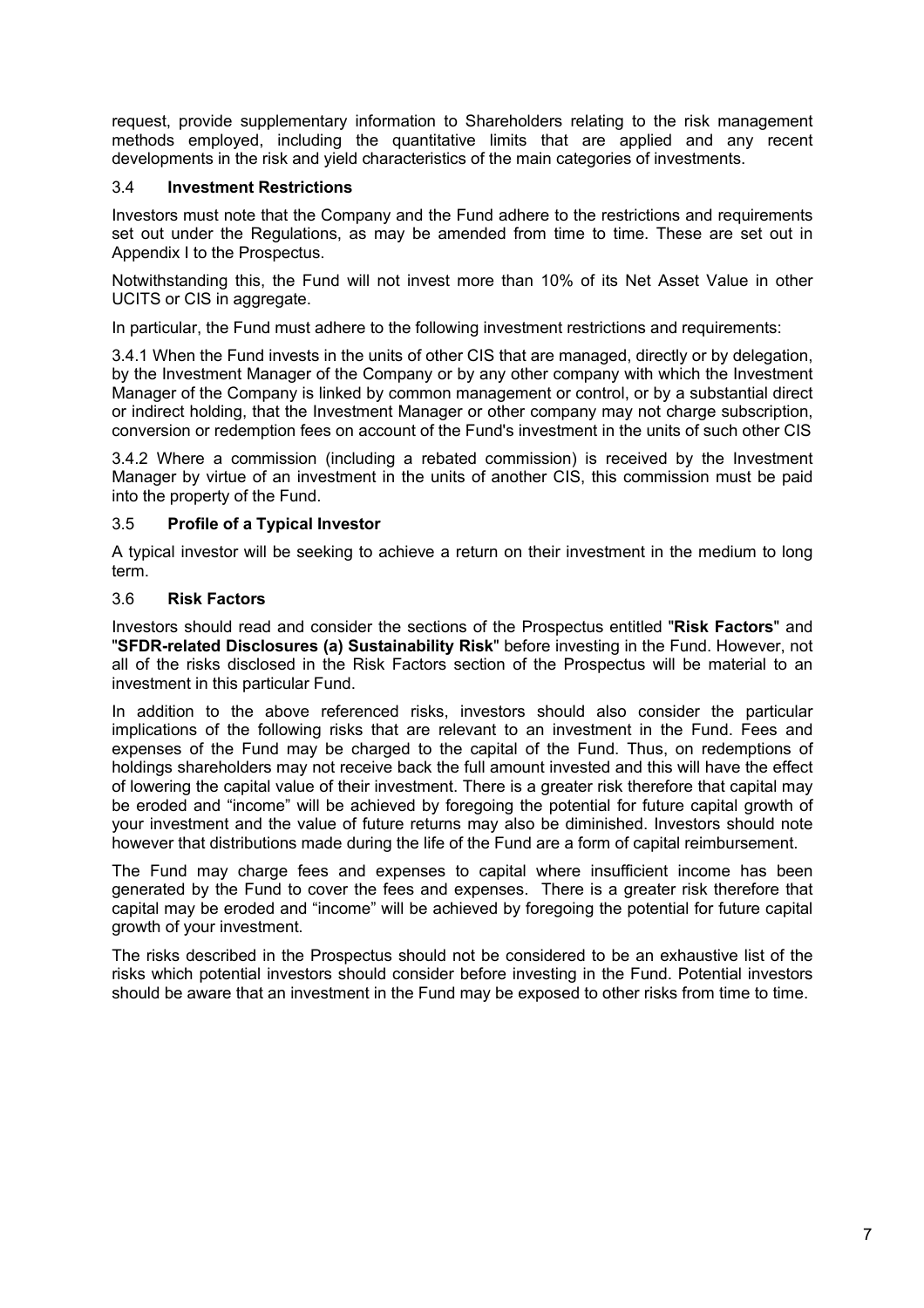request, provide supplementary information to Shareholders relating to the risk management methods employed, including the quantitative limits that are applied and any recent developments in the risk and yield characteristics of the main categories of investments.

### 3.4 Investment Restrictions

Investors must note that the Company and the Fund adhere to the restrictions and requirements set out under the Regulations, as may be amended from time to time. These are set out in Appendix I to the Prospectus.

Notwithstanding this, the Fund will not invest more than 10% of its Net Asset Value in other UCITS or CIS in aggregate.

In particular, the Fund must adhere to the following investment restrictions and requirements:

3.4.1 When the Fund invests in the units of other CIS that are managed, directly or by delegation, by the Investment Manager of the Company or by any other company with which the Investment Manager of the Company is linked by common management or control, or by a substantial direct or indirect holding, that the Investment Manager or other company may not charge subscription, conversion or redemption fees on account of the Fund's investment in the units of such other CIS

3.4.2 Where a commission (including a rebated commission) is received by the Investment Manager by virtue of an investment in the units of another CIS, this commission must be paid into the property of the Fund.

### 3.5 Profile of a Typical Investor

A typical investor will be seeking to achieve a return on their investment in the medium to long term.

### 3.6 Risk Factors

Investors should read and consider the sections of the Prospectus entitled "**Risk Factors**" and "**SFDR-related Disclosures (a) Sustainability Risk**" before investing in the Fund. However, not all of the risks disclosed in the Risk Factors section of the Prospectus will be material to an investment in this particular Fund.

In addition to the above referenced risks, investors should also consider the particular implications of the following risks that are relevant to an investment in the Fund. Fees and expenses of the Fund may be charged to the capital of the Fund. Thus, on redemptions of holdings shareholders may not receive back the full amount invested and this will have the effect of lowering the capital value of their investment. There is a greater risk therefore that capital may be eroded and “income” will be achieved by foregoing the potential for future capital growth of your investment and the value of future returns may also be diminished. Investors should note however that distributions made during the life of the Fund are a form of capital reimbursement.

The Fund may charge fees and expenses to capital where insufficient income has been generated by the Fund to cover the fees and expenses. There is a greater risk therefore that capital may be eroded and “income” will be achieved by foregoing the potential for future capital growth of your investment.

The risks described in the Prospectus should not be considered to be an exhaustive list of the risks which potential investors should consider before investing in the Fund. Potential investors should be aware that an investment in the Fund may be exposed to other risks from time to time.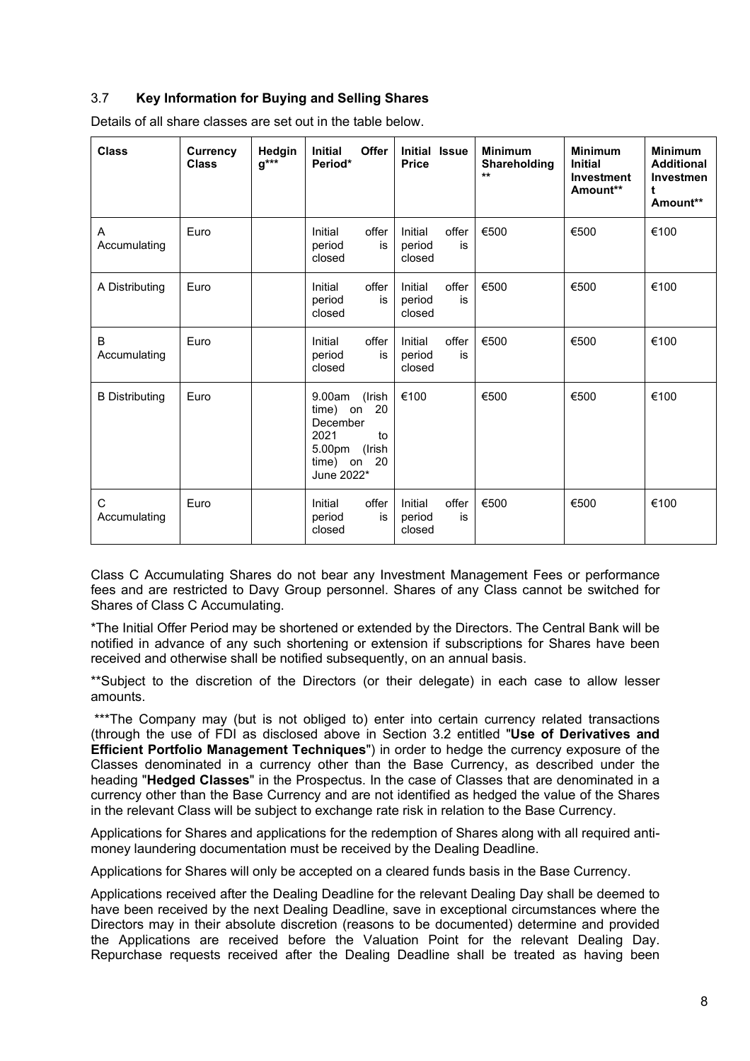### 3.7 **Key Information for Buying and Selling Shares**

Details of all share classes are set out in the table below.

| Class | Currency Class | Hedging*** | Initial Offer Period* | Initial Issue Price | Minimum Shareholding ** | Minimum Initial Investment Amount** | Minimum Additional Investment Amount** |
|---|---|---|---|---|---|---|---|
| A Accumulating | Euro | | Initial offer period is closed | Initial offer period is closed | €500 | €500 | €100 |
| A Distributing | Euro | | Initial offer period is closed | Initial offer period is closed | €500 | €500 | €100 |
| B Accumulating | Euro | | Initial offer period is closed | Initial offer period is closed | €500 | €500 | €100 |
| B Distributing | Euro | | 9.00am (Irish time) on 20 December 2021 to 5.00pm (Irish time) on 20 June 2022* | €100 | €500 | €500 | €100 |
| C Accumulating | Euro | | Initial offer period is closed | Initial offer period is closed | €500 | €500 | €100 |

Class C Accumulating Shares do not bear any Investment Management Fees or performance fees and are restricted to Davy Group personnel. Shares of any Class cannot be switched for Shares of Class C Accumulating.

*The Initial Offer Period may be shortened or extended by the Directors. The Central Bank will be notified in advance of any such shortening or extension if subscriptions for Shares have been received and otherwise shall be notified subsequently, on an annual basis.

**Subject to the discretion of the Directors (or their delegate) in each case to allow lesser amounts.

***The Company may (but is not obliged to) enter into certain currency related transactions (through the use of FDI as disclosed above in Section 3.2 entitled "**Use of Derivatives and Efficient Portfolio Management Techniques**") in order to hedge the currency exposure of the Classes denominated in a currency other than the Base Currency, as described under the heading "**Hedged Classes**" in the Prospectus. In the case of Classes that are denominated in a currency other than the Base Currency and are not identified as hedged the value of the Shares in the relevant Class will be subject to exchange rate risk in relation to the Base Currency.

Applications for Shares and applications for the redemption of Shares along with all required anti-money laundering documentation must be received by the Dealing Deadline.

Applications for Shares will only be accepted on a cleared funds basis in the Base Currency.

Applications received after the Dealing Deadline for the relevant Dealing Day shall be deemed to have been received by the next Dealing Deadline, save in exceptional circumstances where the Directors may in their absolute discretion (reasons to be documented) determine and provided the Applications are received before the Valuation Point for the relevant Dealing Day. Repurchase requests received after the Dealing Deadline shall be treated as having been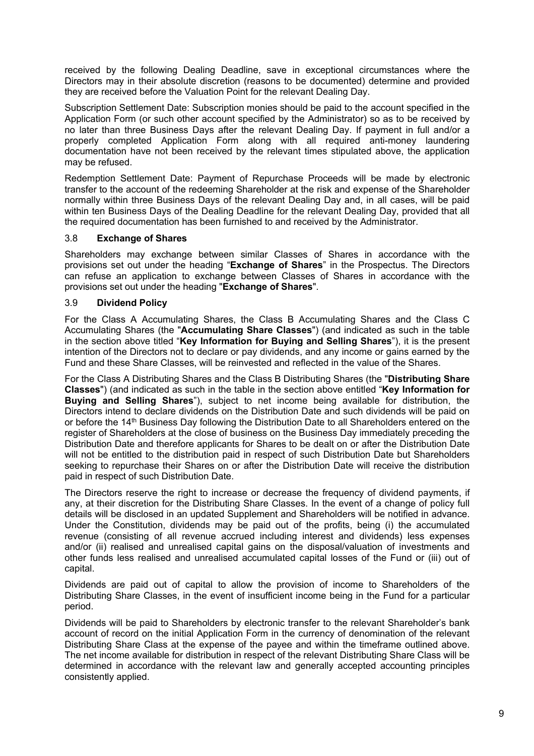received by the following Dealing Deadline, save in exceptional circumstances where the Directors may in their absolute discretion (reasons to be documented) determine and provided they are received before the Valuation Point for the relevant Dealing Day.

Subscription Settlement Date: Subscription monies should be paid to the account specified in the Application Form (or such other account specified by the Administrator) so as to be received by no later than three Business Days after the relevant Dealing Day. If payment in full and/or a properly completed Application Form along with all required anti-money laundering documentation have not been received by the relevant times stipulated above, the application may be refused.

Redemption Settlement Date: Payment of Repurchase Proceeds will be made by electronic transfer to the account of the redeeming Shareholder at the risk and expense of the Shareholder normally within three Business Days of the relevant Dealing Day and, in all cases, will be paid within ten Business Days of the Dealing Deadline for the relevant Dealing Day, provided that all the required documentation has been furnished to and received by the Administrator.

### 3.8 **Exchange of Shares**

Shareholders may exchange between similar Classes of Shares in accordance with the provisions set out under the heading "**Exchange of Shares**" in the Prospectus. The Directors can refuse an application to exchange between Classes of Shares in accordance with the provisions set out under the heading "**Exchange of Shares**".

### 3.9 **Dividend Policy**

For the Class A Accumulating Shares, the Class B Accumulating Shares and the Class C Accumulating Shares (the "**Accumulating Share Classes**") (and indicated as such in the table in the section above titled "**Key Information for Buying and Selling Shares**"), it is the present intention of the Directors not to declare or pay dividends, and any income or gains earned by the Fund and these Share Classes, will be reinvested and reflected in the value of the Shares.

For the Class A Distributing Shares and the Class B Distributing Shares (the "**Distributing Share Classes**") (and indicated as such in the table in the section above entitled "**Key Information for Buying and Selling Shares**"), subject to net income being available for distribution, the Directors intend to declare dividends on the Distribution Date and such dividends will be paid on or before the 14th Business Day following the Distribution Date to all Shareholders entered on the register of Shareholders at the close of business on the Business Day immediately preceding the Distribution Date and therefore applicants for Shares to be dealt on or after the Distribution Date will not be entitled to the distribution paid in respect of such Distribution Date but Shareholders seeking to repurchase their Shares on or after the Distribution Date will receive the distribution paid in respect of such Distribution Date.

The Directors reserve the right to increase or decrease the frequency of dividend payments, if any, at their discretion for the Distributing Share Classes. In the event of a change of policy full details will be disclosed in an updated Supplement and Shareholders will be notified in advance. Under the Constitution, dividends may be paid out of the profits, being (i) the accumulated revenue (consisting of all revenue accrued including interest and dividends) less expenses and/or (ii) realised and unrealised capital gains on the disposal/valuation of investments and other funds less realised and unrealised accumulated capital losses of the Fund or (iii) out of capital.

Dividends are paid out of capital to allow the provision of income to Shareholders of the Distributing Share Classes, in the event of insufficient income being in the Fund for a particular period.

Dividends will be paid to Shareholders by electronic transfer to the relevant Shareholder's bank account of record on the initial Application Form in the currency of denomination of the relevant Distributing Share Class at the expense of the payee and within the timeframe outlined above. The net income available for distribution in respect of the relevant Distributing Share Class will be determined in accordance with the relevant law and generally accepted accounting principles consistently applied.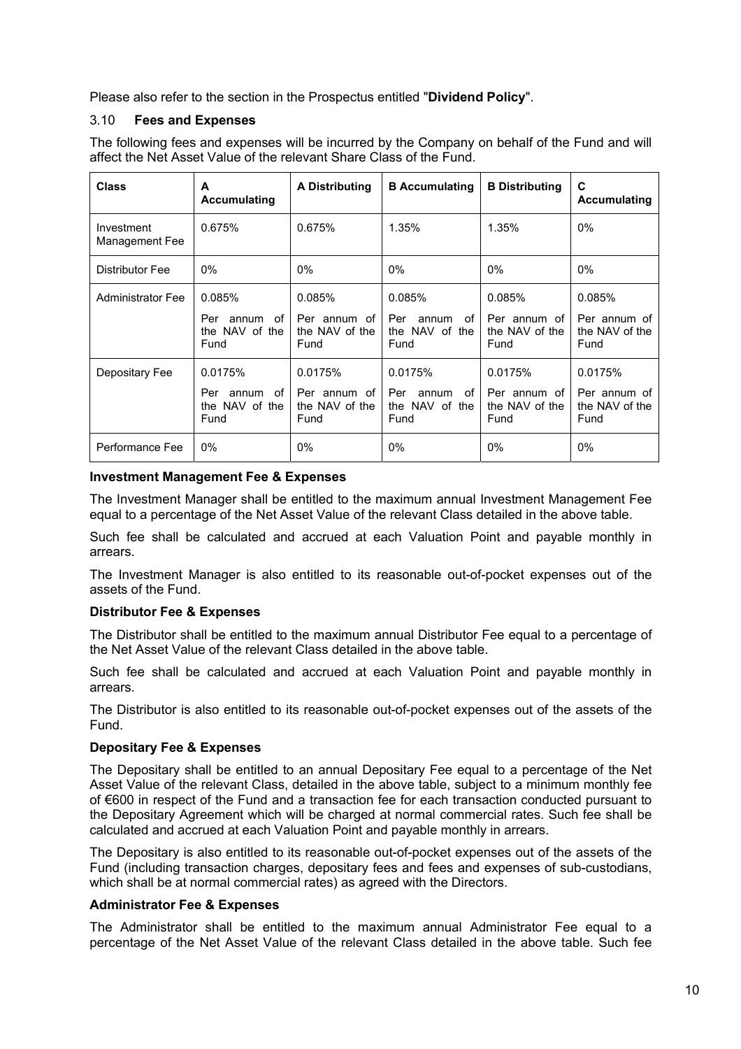Please also refer to the section in the Prospectus entitled "**Dividend Policy**".

### 3.10 **Fees and Expenses**

The following fees and expenses will be incurred by the Company on behalf of the Fund and will affect the Net Asset Value of the relevant Share Class of the Fund.

| **Class** | **A Accumulating** | **A Distributing** | **B Accumulating** | **B Distributing** | **C Accumulating** |
|---|---|---|---|---|---|
| Investment Management Fee | 0.675% | 0.675% | 1.35% | 1.35% | 0% |
| Distributor Fee | 0% | 0% | 0% | 0% | 0% |
| Administrator Fee | 0.085% Per annum of the NAV of the Fund | 0.085% Per annum of the NAV of the Fund | 0.085% Per annum of the NAV of the Fund | 0.085% Per annum of the NAV of the Fund | 0.085% Per annum of the NAV of the Fund |
| Depositary Fee | 0.0175% Per annum of the NAV of the Fund | 0.0175% Per annum of the NAV of the Fund | 0.0175% Per annum of the NAV of the Fund | 0.0175% Per annum of the NAV of the Fund | 0.0175% Per annum of the NAV of the Fund |
| Performance Fee | 0% | 0% | 0% | 0% | 0% |

**Investment Management Fee & Expenses**

The Investment Manager shall be entitled to the maximum annual Investment Management Fee equal to a percentage of the Net Asset Value of the relevant Class detailed in the above table.

Such fee shall be calculated and accrued at each Valuation Point and payable monthly in arrears.

The Investment Manager is also entitled to its reasonable out-of-pocket expenses out of the assets of the Fund.

**Distributor Fee & Expenses**

The Distributor shall be entitled to the maximum annual Distributor Fee equal to a percentage of the Net Asset Value of the relevant Class detailed in the above table.

Such fee shall be calculated and accrued at each Valuation Point and payable monthly in arrears.

The Distributor is also entitled to its reasonable out-of-pocket expenses out of the assets of the Fund.

**Depositary Fee & Expenses**

The Depositary shall be entitled to an annual Depositary Fee equal to a percentage of the Net Asset Value of the relevant Class, detailed in the above table, subject to a minimum monthly fee of €600 in respect of the Fund and a transaction fee for each transaction conducted pursuant to the Depositary Agreement which will be charged at normal commercial rates. Such fee shall be calculated and accrued at each Valuation Point and payable monthly in arrears.

The Depositary is also entitled to its reasonable out-of-pocket expenses out of the assets of the Fund (including transaction charges, depositary fees and fees and expenses of sub-custodians, which shall be at normal commercial rates) as agreed with the Directors.

**Administrator Fee & Expenses**

The Administrator shall be entitled to the maximum annual Administrator Fee equal to a percentage of the Net Asset Value of the relevant Class detailed in the above table. Such fee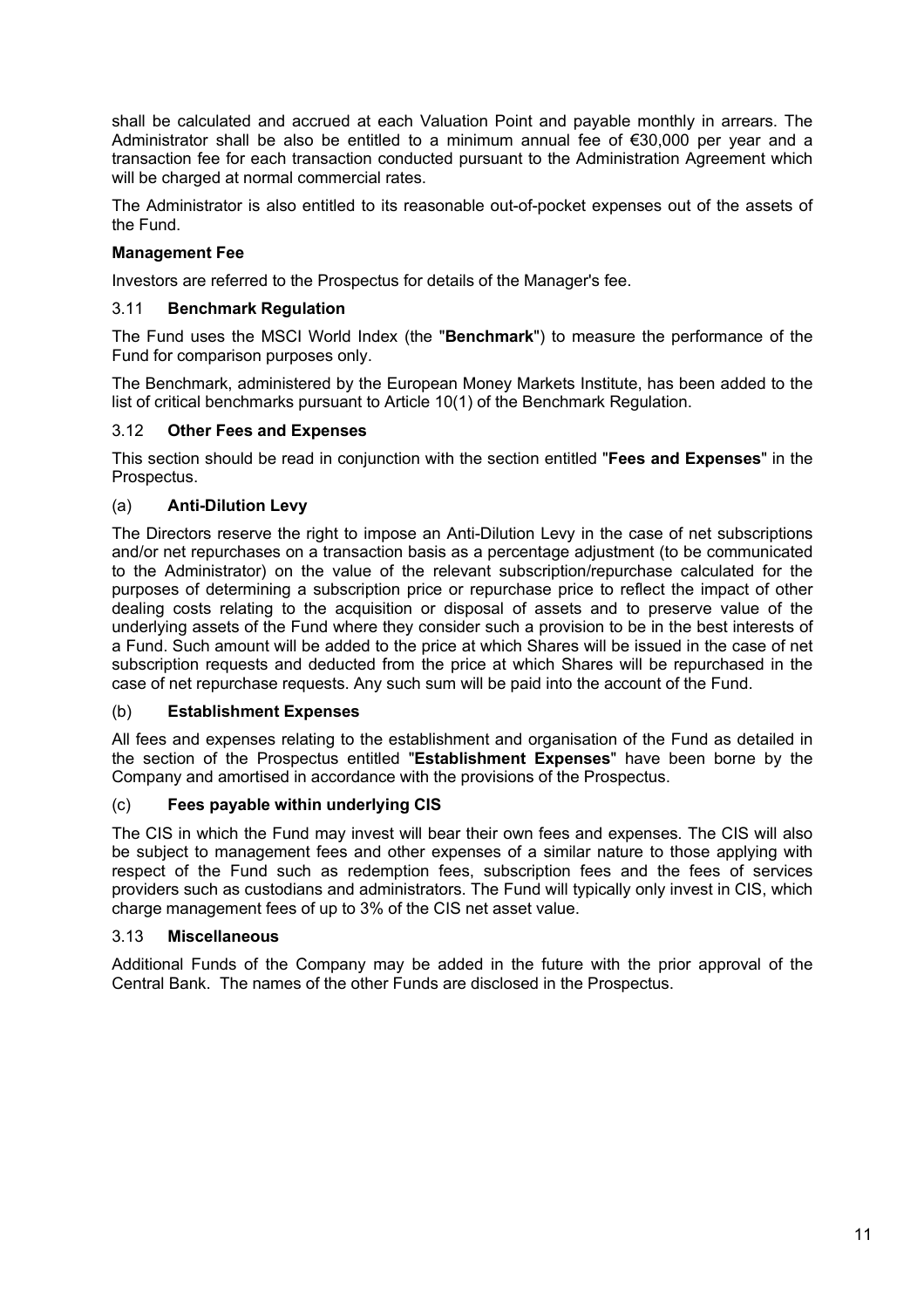shall be calculated and accrued at each Valuation Point and payable monthly in arrears. The Administrator shall be also be entitled to a minimum annual fee of €30,000 per year and a transaction fee for each transaction conducted pursuant to the Administration Agreement which will be charged at normal commercial rates.

The Administrator is also entitled to its reasonable out-of-pocket expenses out of the assets of the Fund.

**Management Fee**

Investors are referred to the Prospectus for details of the Manager's fee.

### 3.11 Benchmark Regulation

The Fund uses the MSCI World Index (the "**Benchmark**") to measure the performance of the Fund for comparison purposes only.

The Benchmark, administered by the European Money Markets Institute, has been added to the list of critical benchmarks pursuant to Article 10(1) of the Benchmark Regulation.

### 3.12 Other Fees and Expenses

This section should be read in conjunction with the section entitled "**Fees and Expenses**" in the Prospectus.

#### (a) Anti-Dilution Levy

The Directors reserve the right to impose an Anti-Dilution Levy in the case of net subscriptions and/or net repurchases on a transaction basis as a percentage adjustment (to be communicated to the Administrator) on the value of the relevant subscription/repurchase calculated for the purposes of determining a subscription price or repurchase price to reflect the impact of other dealing costs relating to the acquisition or disposal of assets and to preserve value of the underlying assets of the Fund where they consider such a provision to be in the best interests of a Fund. Such amount will be added to the price at which Shares will be issued in the case of net subscription requests and deducted from the price at which Shares will be repurchased in the case of net repurchase requests. Any such sum will be paid into the account of the Fund.

#### (b) Establishment Expenses

All fees and expenses relating to the establishment and organisation of the Fund as detailed in the section of the Prospectus entitled "**Establishment Expenses**" have been borne by the Company and amortised in accordance with the provisions of the Prospectus.

#### (c) Fees payable within underlying CIS

The CIS in which the Fund may invest will bear their own fees and expenses. The CIS will also be subject to management fees and other expenses of a similar nature to those applying with respect of the Fund such as redemption fees, subscription fees and the fees of services providers such as custodians and administrators. The Fund will typically only invest in CIS, which charge management fees of up to 3% of the CIS net asset value.

### 3.13 Miscellaneous

Additional Funds of the Company may be added in the future with the prior approval of the Central Bank. The names of the other Funds are disclosed in the Prospectus.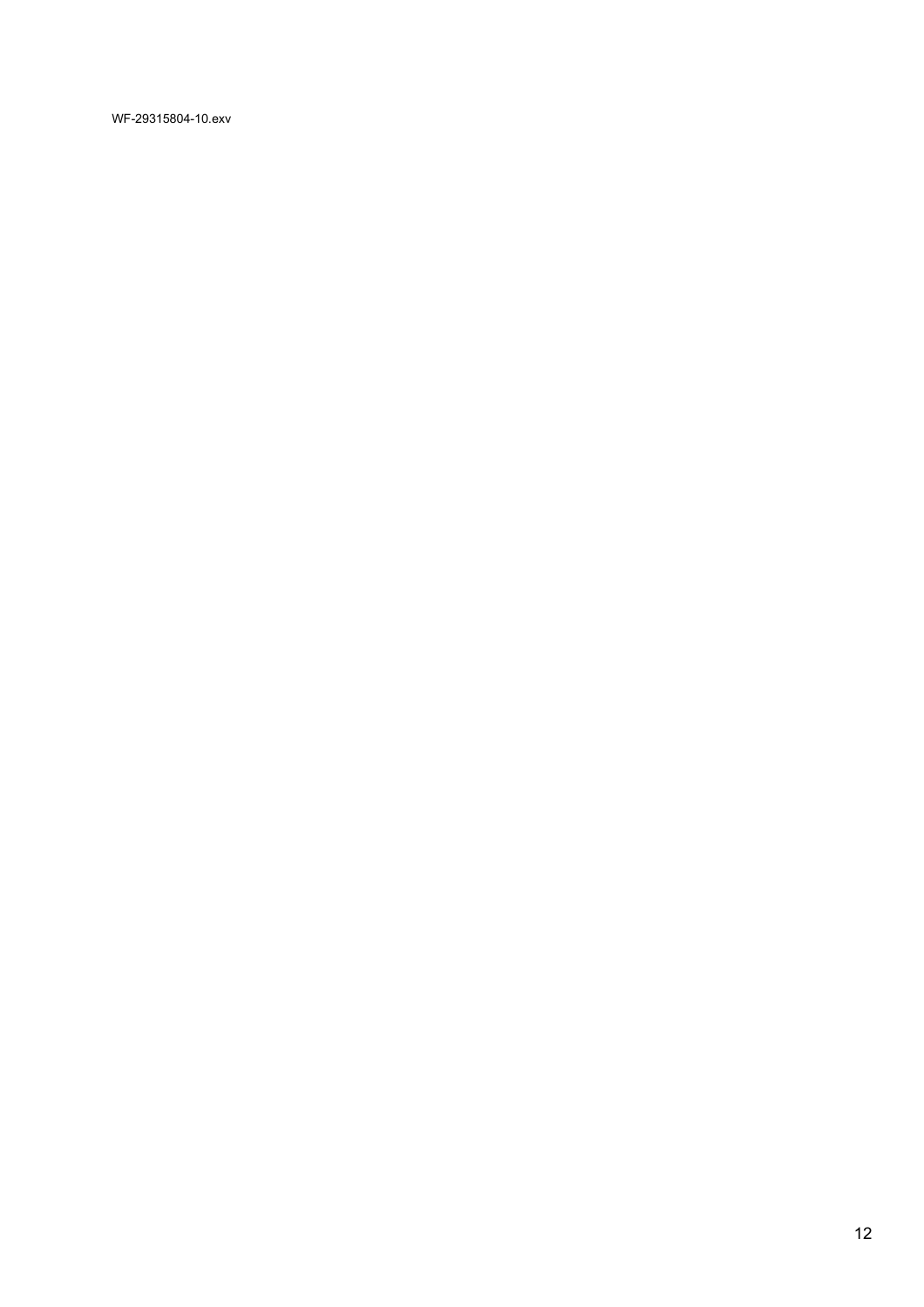WF-29315804-10.exv